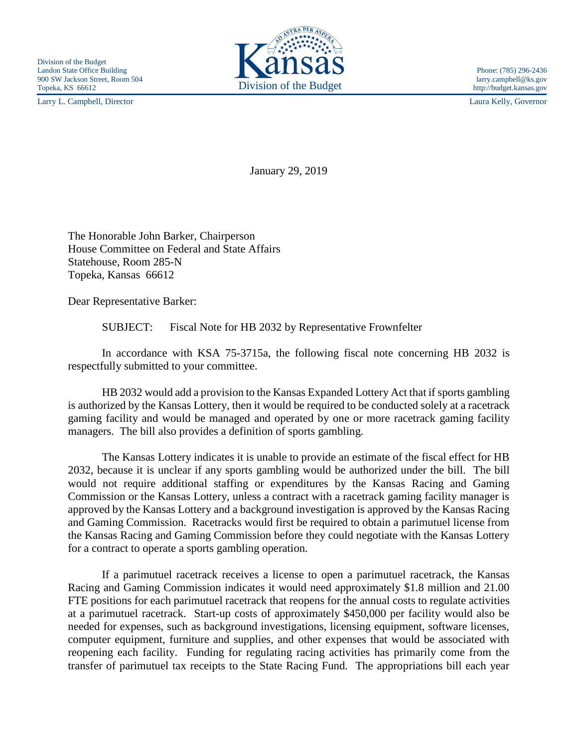Division of the Budget
Landon State Office Building
900 SW Jackson Street, Room 504
Topeka, KS 66612

Larry L. Campbell, Director

Kansas
Division of the Budget

Phone: (785) 296-2436
larry.campbell@ks.gov
http://budget.kansas.gov

Laura Kelly, Governor

January 29, 2019

The Honorable John Barker, Chairperson
House Committee on Federal and State Affairs
Statehouse, Room 285-N
Topeka, Kansas 66612

Dear Representative Barker:

SUBJECT: Fiscal Note for HB 2032 by Representative Frownfelter

In accordance with KSA 75-3715a, the following fiscal note concerning HB 2032 is respectfully submitted to your committee.

HB 2032 would add a provision to the Kansas Expanded Lottery Act that if sports gambling is authorized by the Kansas Lottery, then it would be required to be conducted solely at a racetrack gaming facility and would be managed and operated by one or more racetrack gaming facility managers. The bill also provides a definition of sports gambling.

The Kansas Lottery indicates it is unable to provide an estimate of the fiscal effect for HB 2032, because it is unclear if any sports gambling would be authorized under the bill. The bill would not require additional staffing or expenditures by the Kansas Racing and Gaming Commission or the Kansas Lottery, unless a contract with a racetrack gaming facility manager is approved by the Kansas Lottery and a background investigation is approved by the Kansas Racing and Gaming Commission. Racetracks would first be required to obtain a parimutuel license from the Kansas Racing and Gaming Commission before they could negotiate with the Kansas Lottery for a contract to operate a sports gambling operation.

If a parimutuel racetrack receives a license to open a parimutuel racetrack, the Kansas Racing and Gaming Commission indicates it would need approximately $1.8 million and 21.00 FTE positions for each parimutuel racetrack that reopens for the annual costs to regulate activities at a parimutuel racetrack. Start-up costs of approximately $450,000 per facility would also be needed for expenses, such as background investigations, licensing equipment, software licenses, computer equipment, furniture and supplies, and other expenses that would be associated with reopening each facility. Funding for regulating racing activities has primarily come from the transfer of parimutuel tax receipts to the State Racing Fund. The appropriations bill each year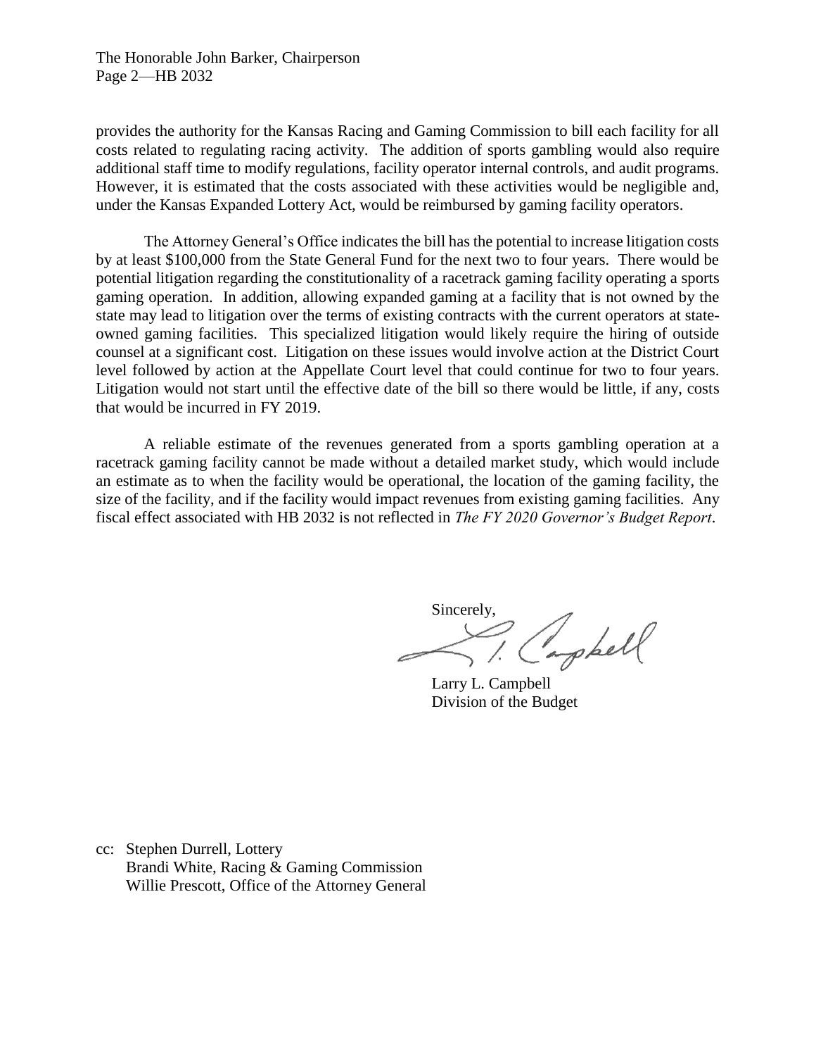provides the authority for the Kansas Racing and Gaming Commission to bill each facility for all costs related to regulating racing activity. The addition of sports gambling would also require additional staff time to modify regulations, facility operator internal controls, and audit programs. However, it is estimated that the costs associated with these activities would be negligible and, under the Kansas Expanded Lottery Act, would be reimbursed by gaming facility operators.

The Attorney General's Office indicates the bill has the potential to increase litigation costs by at least $100,000 from the State General Fund for the next two to four years. There would be potential litigation regarding the constitutionality of a racetrack gaming facility operating a sports gaming operation. In addition, allowing expanded gaming at a facility that is not owned by the state may lead to litigation over the terms of existing contracts with the current operators at state-owned gaming facilities. This specialized litigation would likely require the hiring of outside counsel at a significant cost. Litigation on these issues would involve action at the District Court level followed by action at the Appellate Court level that could continue for two to four years. Litigation would not start until the effective date of the bill so there would be little, if any, costs that would be incurred in FY 2019.

A reliable estimate of the revenues generated from a sports gambling operation at a racetrack gaming facility cannot be made without a detailed market study, which would include an estimate as to when the facility would be operational, the location of the gaming facility, the size of the facility, and if the facility would impact revenues from existing gaming facilities. Any fiscal effect associated with HB 2032 is not reflected in *The FY 2020 Governor's Budget Report*.

Sincerely,

Larry L. Campbell
Division of the Budget

cc: Stephen Durrell, Lottery
Brandi White, Racing & Gaming Commission
Willie Prescott, Office of the Attorney General